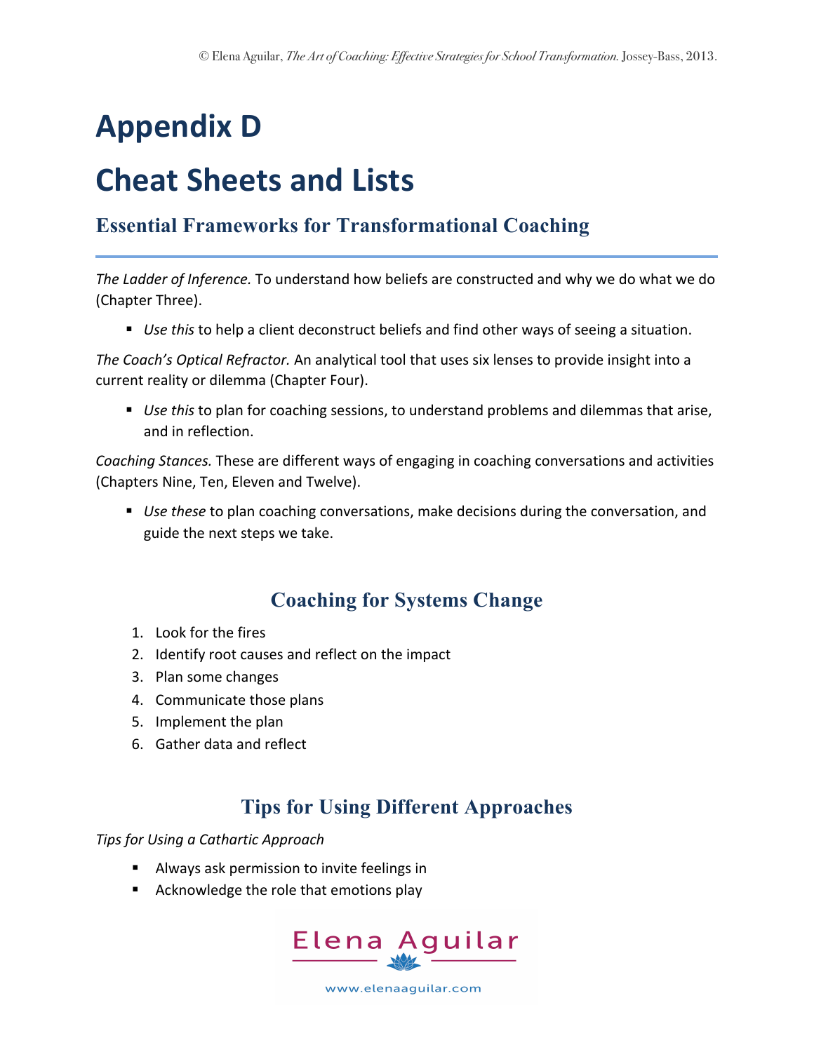# Appendix D

# Cheat Sheets and Lists

## Essential Frameworks for Transformational Coaching

*The Ladder of Inference.* To understand how beliefs are constructed and why we do what we do (Chapter Three).

- *Use this* to help a client deconstruct beliefs and find other ways of seeing a situation.

*The Coach's Optical Refractor.* An analytical tool that uses six lenses to provide insight into a current reality or dilemma (Chapter Four).

- *Use this* to plan for coaching sessions, to understand problems and dilemmas that arise, and in reflection.

*Coaching Stances.* These are different ways of engaging in coaching conversations and activities (Chapters Nine, Ten, Eleven and Twelve).

- *Use these* to plan coaching conversations, make decisions during the conversation, and guide the next steps we take.

## Coaching for Systems Change

1. Look for the fires
2. Identify root causes and reflect on the impact
3. Plan some changes
4. Communicate those plans
5. Implement the plan
6. Gather data and reflect

## Tips for Using Different Approaches

*Tips for Using a Cathartic Approach*

- Always ask permission to invite feelings in
- Acknowledge the role that emotions play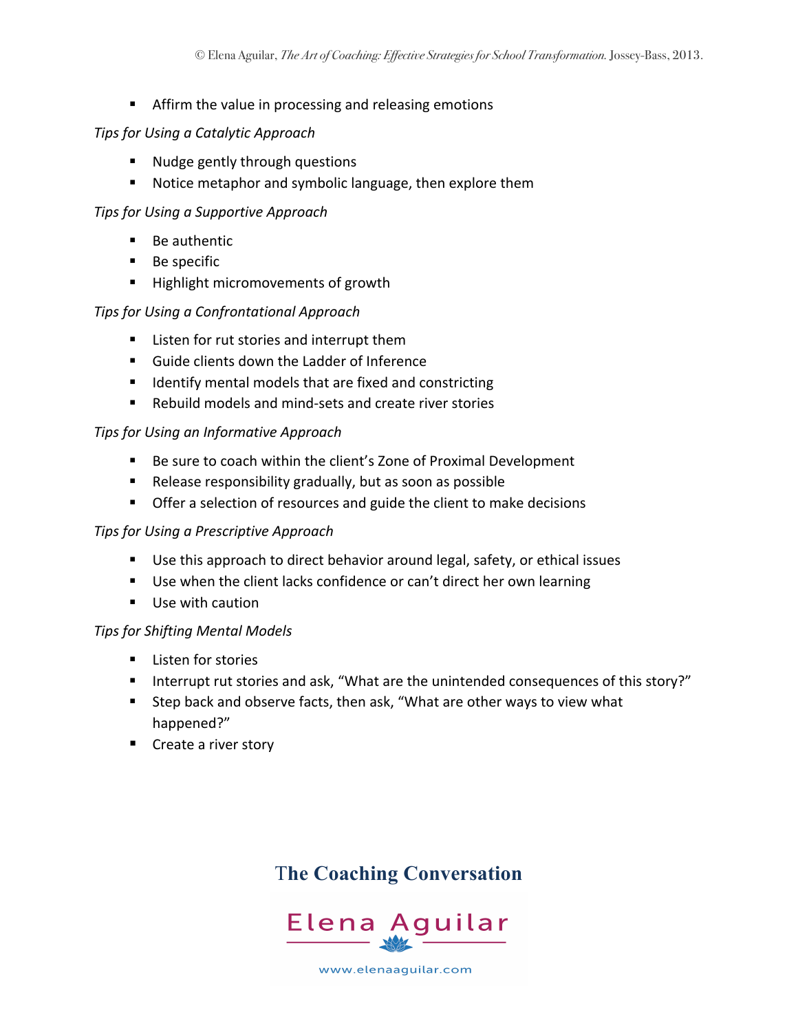- Affirm the value in processing and releasing emotions

*Tips for Using a Catalytic Approach*

- Nudge gently through questions
- Notice metaphor and symbolic language, then explore them

*Tips for Using a Supportive Approach*

- Be authentic
- Be specific
- Highlight micromovements of growth

*Tips for Using a Confrontational Approach*

- Listen for rut stories and interrupt them
- Guide clients down the Ladder of Inference
- Identify mental models that are fixed and constricting
- Rebuild models and mind-sets and create river stories

*Tips for Using an Informative Approach*

- Be sure to coach within the client's Zone of Proximal Development
- Release responsibility gradually, but as soon as possible
- Offer a selection of resources and guide the client to make decisions

*Tips for Using a Prescriptive Approach*

- Use this approach to direct behavior around legal, safety, or ethical issues
- Use when the client lacks confidence or can't direct her own learning
- Use with caution

*Tips for Shifting Mental Models*

- Listen for stories
- Interrupt rut stories and ask, "What are the unintended consequences of this story?"
- Step back and observe facts, then ask, "What are other ways to view what happened?"
- Create a river story

**The Coaching Conversation**

Elena Aguilar

www.elenaaguilar.com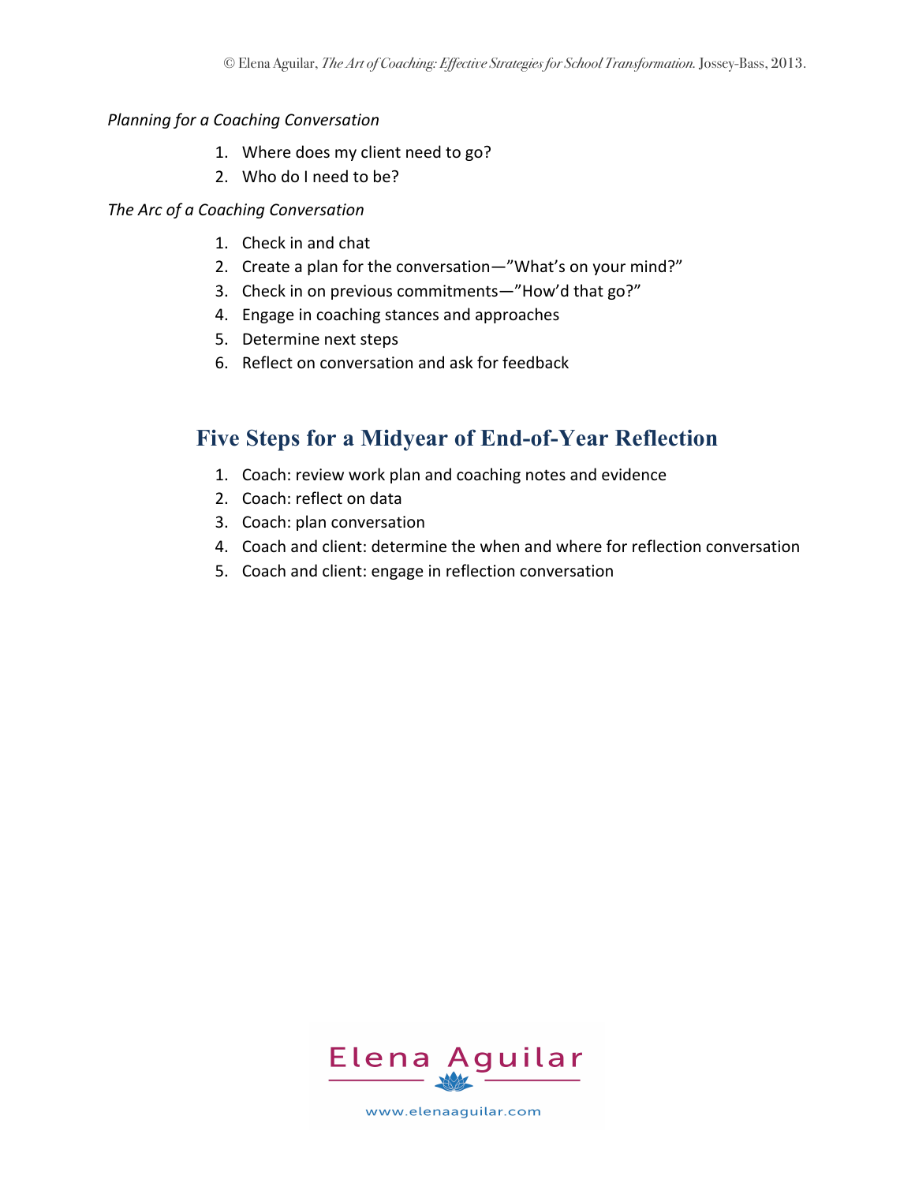*Planning for a Coaching Conversation*

1. Where does my client need to go?
2. Who do I need to be?

*The Arc of a Coaching Conversation*

1. Check in and chat
2. Create a plan for the conversation—"What's on your mind?"
3. Check in on previous commitments—"How'd that go?"
4. Engage in coaching stances and approaches
5. Determine next steps
6. Reflect on conversation and ask for feedback

## Five Steps for a Midyear of End-of-Year Reflection

1. Coach: review work plan and coaching notes and evidence
2. Coach: reflect on data
3. Coach: plan conversation
4. Coach and client: determine the when and where for reflection conversation
5. Coach and client: engage in reflection conversation